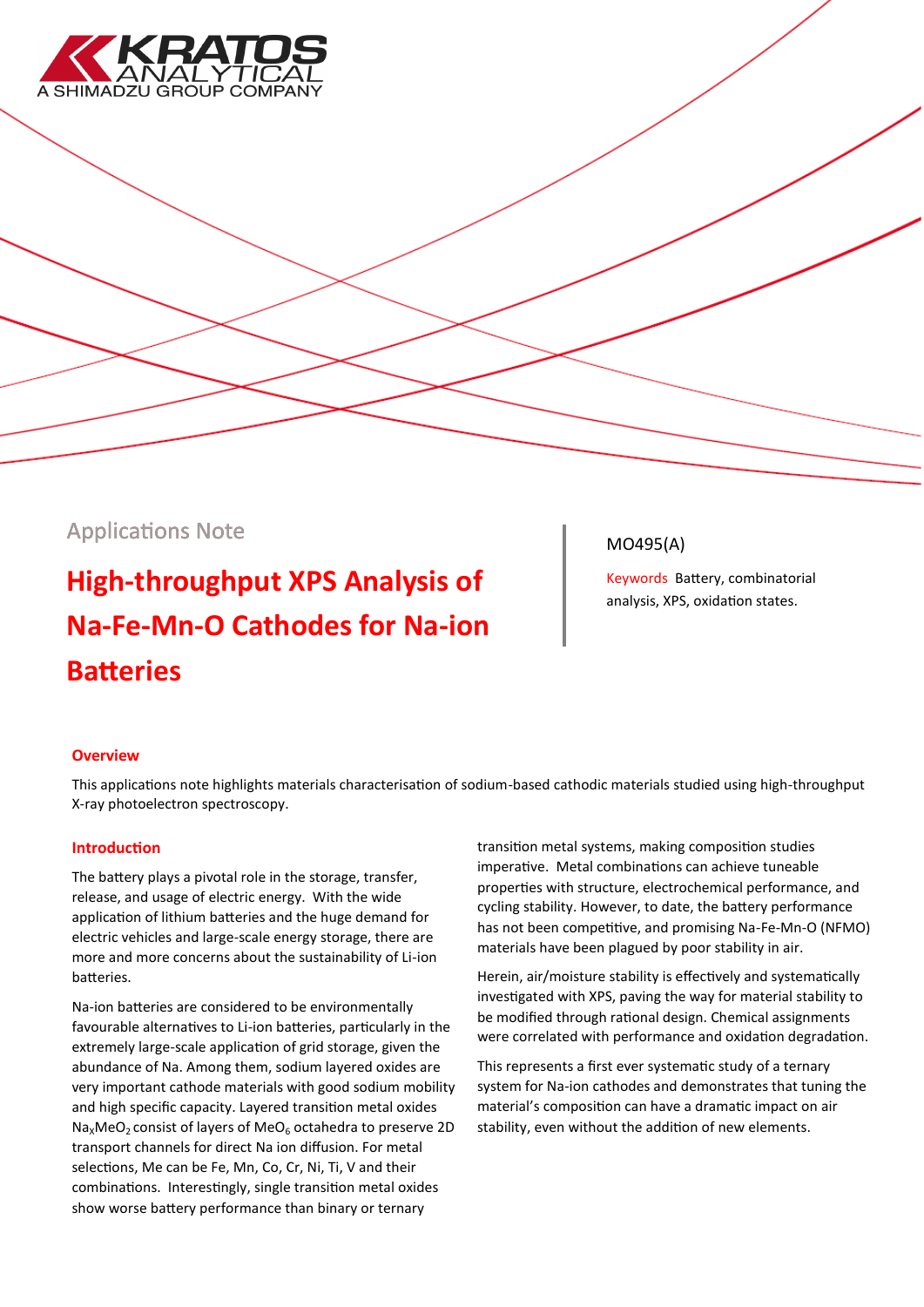Applications Note

# High-throughput XPS Analysis of Na-Fe-Mn-O Cathodes for Na-ion Batteries

MO495(A)

Keywords Battery, combinatorial analysis, XPS, oxidation states.

## Overview

This applications note highlights materials characterisation of sodium-based cathodic materials studied using high-throughput X-ray photoelectron spectroscopy.

## Introduction

The battery plays a pivotal role in the storage, transfer, release, and usage of electric energy. With the wide application of lithium batteries and the huge demand for electric vehicles and large-scale energy storage, there are more and more concerns about the sustainability of Li-ion batteries.

Na-ion batteries are considered to be environmentally favourable alternatives to Li-ion batteries, particularly in the extremely large-scale application of grid storage, given the abundance of Na. Among them, sodium layered oxides are very important cathode materials with good sodium mobility and high specific capacity. Layered transition metal oxides $Na_xMeO_2$ consist of layers of $MeO_6$ octahedra to preserve 2D transport channels for direct Na ion diffusion. For metal selections, Me can be Fe, Mn, Co, Cr, Ni, Ti, V and their combinations. Interestingly, single transition metal oxides show worse battery performance than binary or ternary transition metal systems, making composition studies imperative. Metal combinations can achieve tuneable properties with structure, electrochemical performance, and cycling stability. However, to date, the battery performance has not been competitive, and promising Na-Fe-Mn-O (NFMO) materials have been plagued by poor stability in air.

Herein, air/moisture stability is effectively and systematically investigated with XPS, paving the way for material stability to be modified through rational design. Chemical assignments were correlated with performance and oxidation degradation.

This represents a first ever systematic study of a ternary system for Na-ion cathodes and demonstrates that tuning the material's composition can have a dramatic impact on air stability, even without the addition of new elements.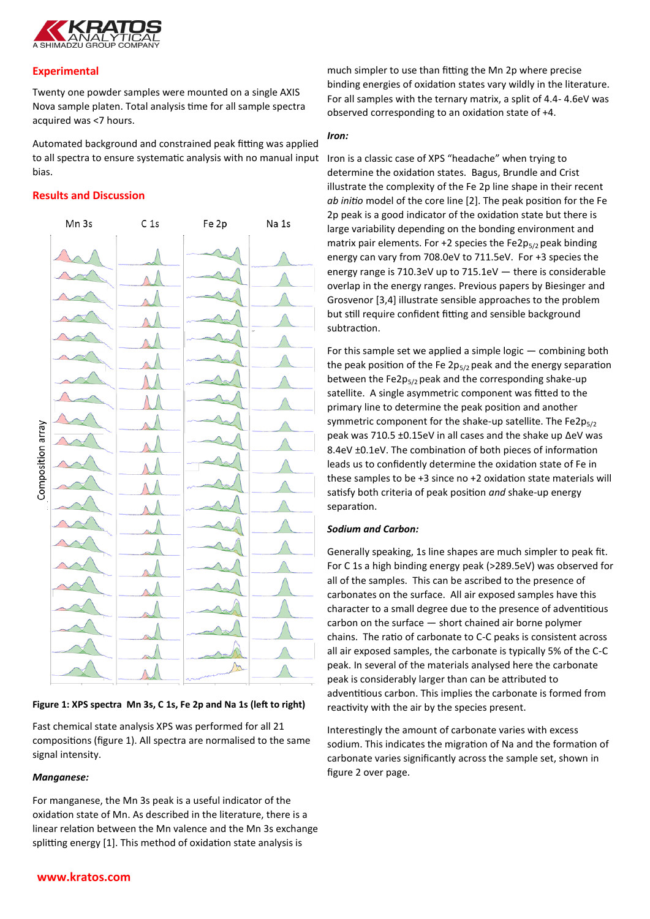## Experimental

Twenty one powder samples were mounted on a single AXIS Nova sample platen. Total analysis time for all sample spectra acquired was <7 hours.

Automated background and constrained peak fitting was applied to all spectra to ensure systematic analysis with no manual input bias.

## Results and Discussion

**Figure 1: XPS spectra Mn 3s, C 1s, Fe 2p and Na 1s (left to right)**

Fast chemical state analysis XPS was performed for all 21 compositions (figure 1). All spectra are normalised to the same signal intensity.

### *Manganese:*

For manganese, the Mn 3s peak is a useful indicator of the oxidation state of Mn. As described in the literature, there is a linear relation between the Mn valence and the Mn 3s exchange splitting energy [1]. This method of oxidation state analysis is much simpler to use than fitting the Mn 2p where precise binding energies of oxidation states vary wildly in the literature. For all samples with the ternary matrix, a split of 4.4- 4.6eV was observed corresponding to an oxidation state of +4.

### *Iron:*

Iron is a classic case of XPS "headache" when trying to determine the oxidation states. Bagus, Brundle and Crist illustrate the complexity of the Fe 2p line shape in their recent *ab initio* model of the core line [2]. The peak position for the Fe 2p peak is a good indicator of the oxidation state but there is large variability depending on the bonding environment and matrix pair elements. For +2 species the Fe2$p_{5/2}$ peak binding energy can vary from 708.0eV to 711.5eV. For +3 species the energy range is 710.3eV up to 715.1eV — there is considerable overlap in the energy ranges. Previous papers by Biesinger and Grosvenor [3,4] illustrate sensible approaches to the problem but still require confident fitting and sensible background subtraction.

For this sample set we applied a simple logic — combining both the peak position of the Fe 2$p_{5/2}$ peak and the energy separation between the Fe2$p_{5/2}$ peak and the corresponding shake-up satellite. A single asymmetric component was fitted to the primary line to determine the peak position and another symmetric component for the shake-up satellite. The Fe2$p_{5/2}$ peak was 710.5 ±0.15eV in all cases and the shake up ΔeV was 8.4eV ±0.1eV. The combination of both pieces of information leads us to confidently determine the oxidation state of Fe in these samples to be +3 since no +2 oxidation state materials will satisfy both criteria of peak position *and* shake-up energy separation.

### *Sodium and Carbon:*

Generally speaking, 1s line shapes are much simpler to peak fit. For C 1s a high binding energy peak (>289.5eV) was observed for all of the samples. This can be ascribed to the presence of carbonates on the surface. All air exposed samples have this character to a small degree due to the presence of adventitious carbon on the surface — short chained air borne polymer chains. The ratio of carbonate to C-C peaks is consistent across all air exposed samples, the carbonate is typically 5% of the C-C peak. In several of the materials analysed here the carbonate peak is considerably larger than can be attributed to adventitious carbon. This implies the carbonate is formed from reactivity with the air by the species present.

Interestingly the amount of carbonate varies with excess sodium. This indicates the migration of Na and the formation of carbonate varies significantly across the sample set, shown in figure 2 over page.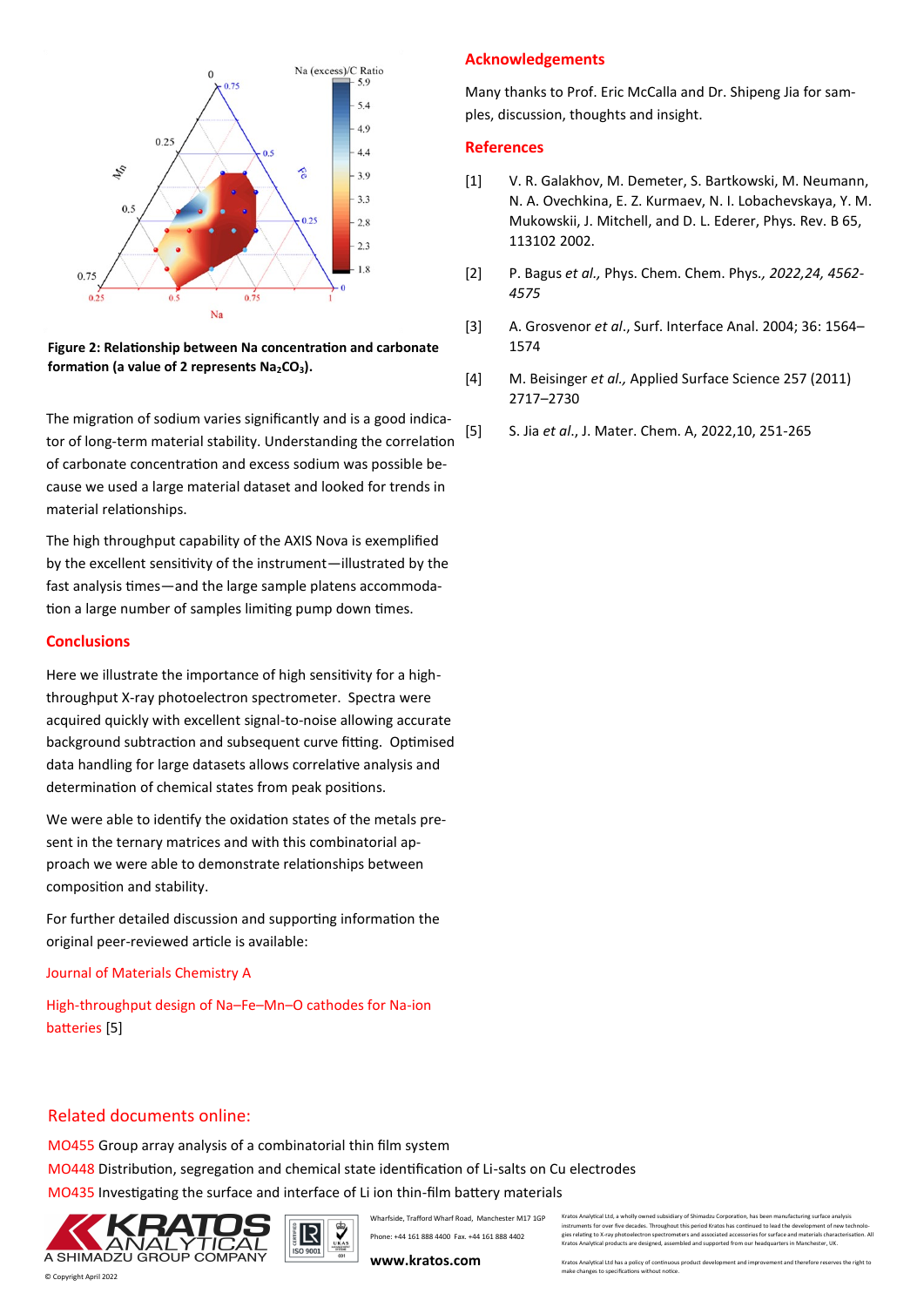0
0.75
0.25
0.5
0.75
Mn
Fe
0.5
0.25
0
Na (excess)/C Ratio
5.9
5.4
4.9
4.4
3.9
3.3
2.8
2.3
1.8
0.25
0.5
0.75
1
Na

**Figure 2: Relationship between Na concentration and carbonate formation (a value of 2 represents $Na_2CO_3$).**

The migration of sodium varies significantly and is a good indicator of long-term material stability. Understanding the correlation of carbonate concentration and excess sodium was possible because we used a large material dataset and looked for trends in material relationships.

The high throughput capability of the AXIS Nova is exemplified by the excellent sensitivity of the instrument—illustrated by the fast analysis times—and the large sample platens accommodation a large number of samples limiting pump down times.

## Conclusions

Here we illustrate the importance of high sensitivity for a high-throughput X-ray photoelectron spectrometer. Spectra were acquired quickly with excellent signal-to-noise allowing accurate background subtraction and subsequent curve fitting. Optimised data handling for large datasets allows correlative analysis and determination of chemical states from peak positions.

We were able to identify the oxidation states of the metals present in the ternary matrices and with this combinatorial approach we were able to demonstrate relationships between composition and stability.

For further detailed discussion and supporting information the original peer-reviewed article is available:

Journal of Materials Chemistry A

High-throughput design of Na–Fe–Mn–O cathodes for Na-ion batteries [5]

## Acknowledgements

Many thanks to Prof. Eric McCalla and Dr. Shipeng Jia for samples, discussion, thoughts and insight.

## References

[1] V. R. Galakhov, M. Demeter, S. Bartkowski, M. Neumann, N. A. Ovechkina, E. Z. Kurmaev, N. I. Lobachevskaya, Y. M. Mukowskii, J. Mitchell, and D. L. Ederer, Phys. Rev. B 65, 113102 2002.

[2] P. Bagus *et al.,* Phys. Chem. Chem. Phys.*, 2022,24, 4562-4575*

[3] A. Grosvenor *et al*., Surf. Interface Anal. 2004; 36: 1564–1574

[4] M. Beisinger *et al.,* Applied Surface Science 257 (2011) 2717–2730

[5] S. Jia *et al*., J. Mater. Chem. A, 2022,10, 251-265

## Related documents online:

MO455 Group array analysis of a combinatorial thin film system
MO448 Distribution, segregation and chemical state identification of Li-salts on Cu electrodes
MO435 Investigating the surface and interface of Li ion thin-film battery materials

KRATOS ANALYTICAL
A SHIMADZU GROUP COMPANY

Wharfside, Trafford Wharf Road, Manchester M17 1GP
Phone: +44 161 888 4400 Fax. +44 161 888 4402

**www.kratos.com**

Kratos Analytical Ltd, a wholly owned subsidiary of Shimadzu Corporation, has been manufacturing surface analysis instruments for over five decades. Throughout this period Kratos has continued to lead the development of new technologies relating to X-ray photoelectron spectrometers and associated accessories for surface and materials characterisation. All Kratos Analytical products are designed, assembled and supported from our headquarters in Manchester, UK.

Kratos Analytical Ltd has a policy of continuous product development and improvement and therefore reserves the right to make changes to specifications without notice.

© Copyright April 2022